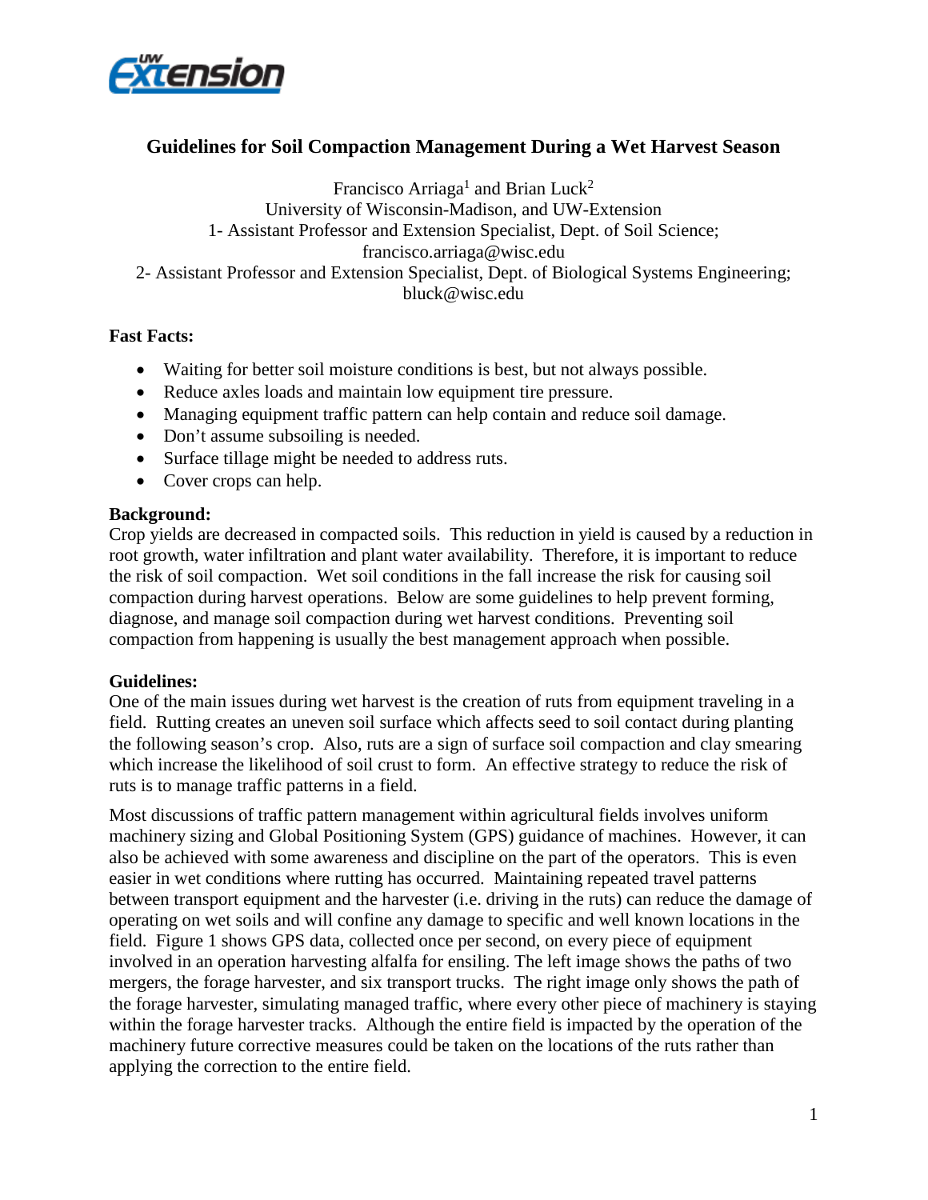# Guidelines for Soil Compaction Management During a Wet Harvest Season

Francisco Arriaga[1] and Brian Luck[2]
University of Wisconsin-Madison, and UW-Extension
1- Assistant Professor and Extension Specialist, Dept. of Soil Science; francisco.arriaga@wisc.edu
2- Assistant Professor and Extension Specialist, Dept. of Biological Systems Engineering; bluck@wisc.edu

**Fast Facts:**

- Waiting for better soil moisture conditions is best, but not always possible.
- Reduce axles loads and maintain low equipment tire pressure.
- Managing equipment traffic pattern can help contain and reduce soil damage.
- Don't assume subsoiling is needed.
- Surface tillage might be needed to address ruts.
- Cover crops can help.

**Background:**

Crop yields are decreased in compacted soils. This reduction in yield is caused by a reduction in root growth, water infiltration and plant water availability. Therefore, it is important to reduce the risk of soil compaction. Wet soil conditions in the fall increase the risk for causing soil compaction during harvest operations. Below are some guidelines to help prevent forming, diagnose, and manage soil compaction during wet harvest conditions. Preventing soil compaction from happening is usually the best management approach when possible.

**Guidelines:**

One of the main issues during wet harvest is the creation of ruts from equipment traveling in a field. Rutting creates an uneven soil surface which affects seed to soil contact during planting the following season's crop. Also, ruts are a sign of surface soil compaction and clay smearing which increase the likelihood of soil crust to form. An effective strategy to reduce the risk of ruts is to manage traffic patterns in a field.

Most discussions of traffic pattern management within agricultural fields involves uniform machinery sizing and Global Positioning System (GPS) guidance of machines. However, it can also be achieved with some awareness and discipline on the part of the operators. This is even easier in wet conditions where rutting has occurred. Maintaining repeated travel patterns between transport equipment and the harvester (i.e. driving in the ruts) can reduce the damage of operating on wet soils and will confine any damage to specific and well known locations in the field. Figure 1 shows GPS data, collected once per second, on every piece of equipment involved in an operation harvesting alfalfa for ensiling. The left image shows the paths of two mergers, the forage harvester, and six transport trucks. The right image only shows the path of the forage harvester, simulating managed traffic, where every other piece of machinery is staying within the forage harvester tracks. Although the entire field is impacted by the operation of the machinery future corrective measures could be taken on the locations of the ruts rather than applying the correction to the entire field.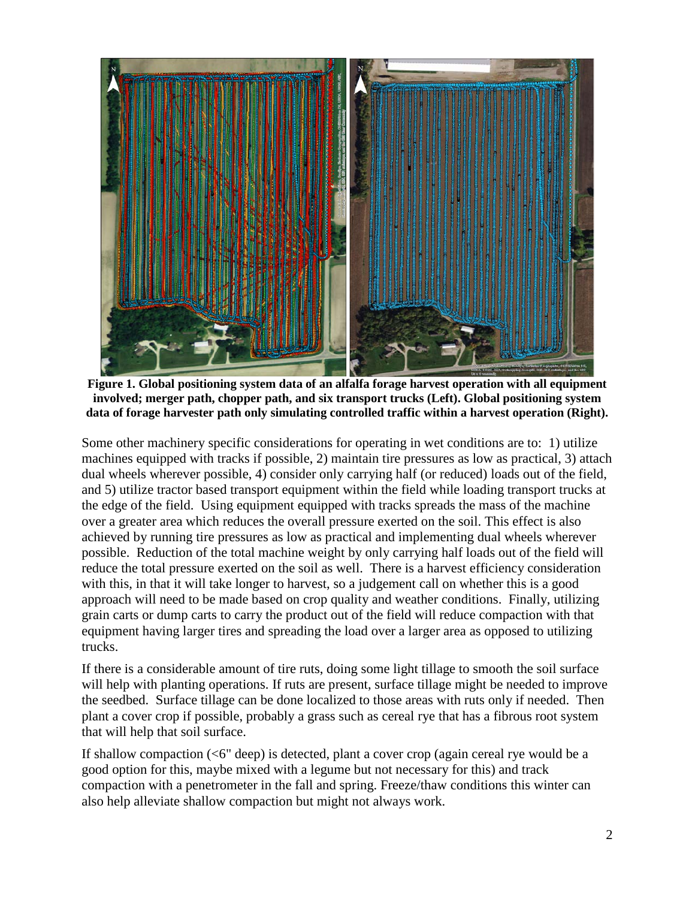**Figure 1. Global positioning system data of an alfalfa forage harvest operation with all equipment involved; merger path, chopper path, and six transport trucks (Left). Global positioning system data of forage harvester path only simulating controlled traffic within a harvest operation (Right).**

Some other machinery specific considerations for operating in wet conditions are to: 1) utilize machines equipped with tracks if possible, 2) maintain tire pressures as low as practical, 3) attach dual wheels wherever possible, 4) consider only carrying half (or reduced) loads out of the field, and 5) utilize tractor based transport equipment within the field while loading transport trucks at the edge of the field. Using equipment equipped with tracks spreads the mass of the machine over a greater area which reduces the overall pressure exerted on the soil. This effect is also achieved by running tire pressures as low as practical and implementing dual wheels wherever possible. Reduction of the total machine weight by only carrying half loads out of the field will reduce the total pressure exerted on the soil as well. There is a harvest efficiency consideration with this, in that it will take longer to harvest, so a judgement call on whether this is a good approach will need to be made based on crop quality and weather conditions. Finally, utilizing grain carts or dump carts to carry the product out of the field will reduce compaction with that equipment having larger tires and spreading the load over a larger area as opposed to utilizing trucks.

If there is a considerable amount of tire ruts, doing some light tillage to smooth the soil surface will help with planting operations. If ruts are present, surface tillage might be needed to improve the seedbed. Surface tillage can be done localized to those areas with ruts only if needed. Then plant a cover crop if possible, probably a grass such as cereal rye that has a fibrous root system that will help that soil surface.

If shallow compaction (<6" deep) is detected, plant a cover crop (again cereal rye would be a good option for this, maybe mixed with a legume but not necessary for this) and track compaction with a penetrometer in the fall and spring. Freeze/thaw conditions this winter can also help alleviate shallow compaction but might not always work.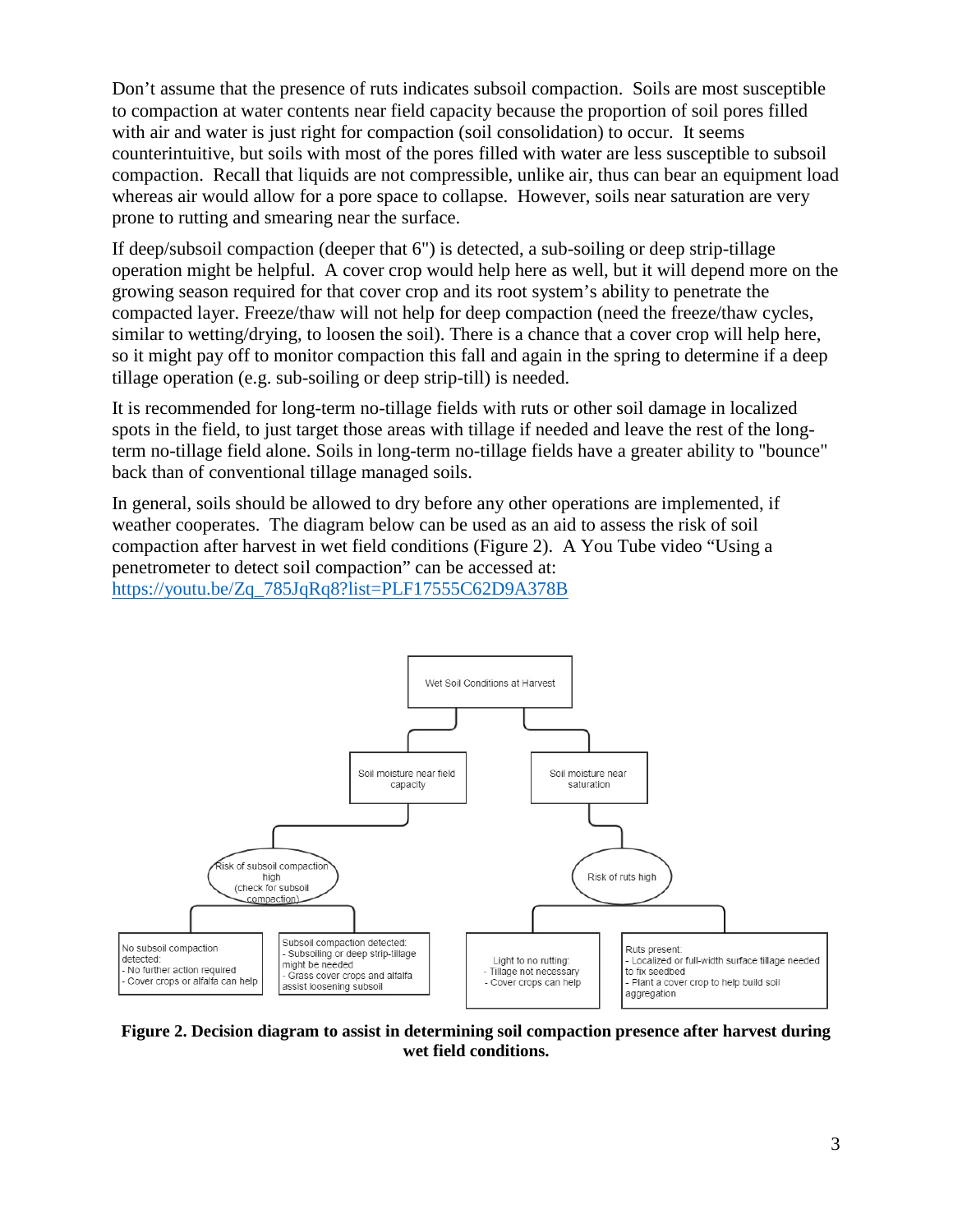Don't assume that the presence of ruts indicates subsoil compaction. Soils are most susceptible to compaction at water contents near field capacity because the proportion of soil pores filled with air and water is just right for compaction (soil consolidation) to occur. It seems counterintuitive, but soils with most of the pores filled with water are less susceptible to subsoil compaction. Recall that liquids are not compressible, unlike air, thus can bear an equipment load whereas air would allow for a pore space to collapse. However, soils near saturation are very prone to rutting and smearing near the surface.

If deep/subsoil compaction (deeper that 6") is detected, a sub-soiling or deep strip-tillage operation might be helpful. A cover crop would help here as well, but it will depend more on the growing season required for that cover crop and its root system's ability to penetrate the compacted layer. Freeze/thaw will not help for deep compaction (need the freeze/thaw cycles, similar to wetting/drying, to loosen the soil). There is a chance that a cover crop will help here, so it might pay off to monitor compaction this fall and again in the spring to determine if a deep tillage operation (e.g. sub-soiling or deep strip-till) is needed.

It is recommended for long-term no-tillage fields with ruts or other soil damage in localized spots in the field, to just target those areas with tillage if needed and leave the rest of the long-term no-tillage field alone. Soils in long-term no-tillage fields have a greater ability to "bounce" back than of conventional tillage managed soils.

In general, soils should be allowed to dry before any other operations are implemented, if weather cooperates. The diagram below can be used as an aid to assess the risk of soil compaction after harvest in wet field conditions (Figure 2). A You Tube video "Using a penetrometer to detect soil compaction" can be accessed at:
https://youtu.be/Zq_785JqRq8?list=PLF17555C62D9A378B

Wet Soil Conditions at Harvest

Soil moisture near field capacity

Soil moisture near saturation

Risk of subsoil compaction high (check for subsoil compaction)

Risk of ruts high

No subsoil compaction detected:
- No further action required
- Cover crops or alfalfa can help

Subsoil compaction detected:
- Subsoiling or deep strip-tillage might be needed
- Grass cover crops and alfalfa assist loosening subsoil

Light to no rutting:
- Tillage not necessary
- Cover crops can help

Ruts present:
- Localized or full-width surface tillage needed to fix seedbed
- Plant a cover crop to help build soil aggregation

**Figure 2. Decision diagram to assist in determining soil compaction presence after harvest during wet field conditions.**